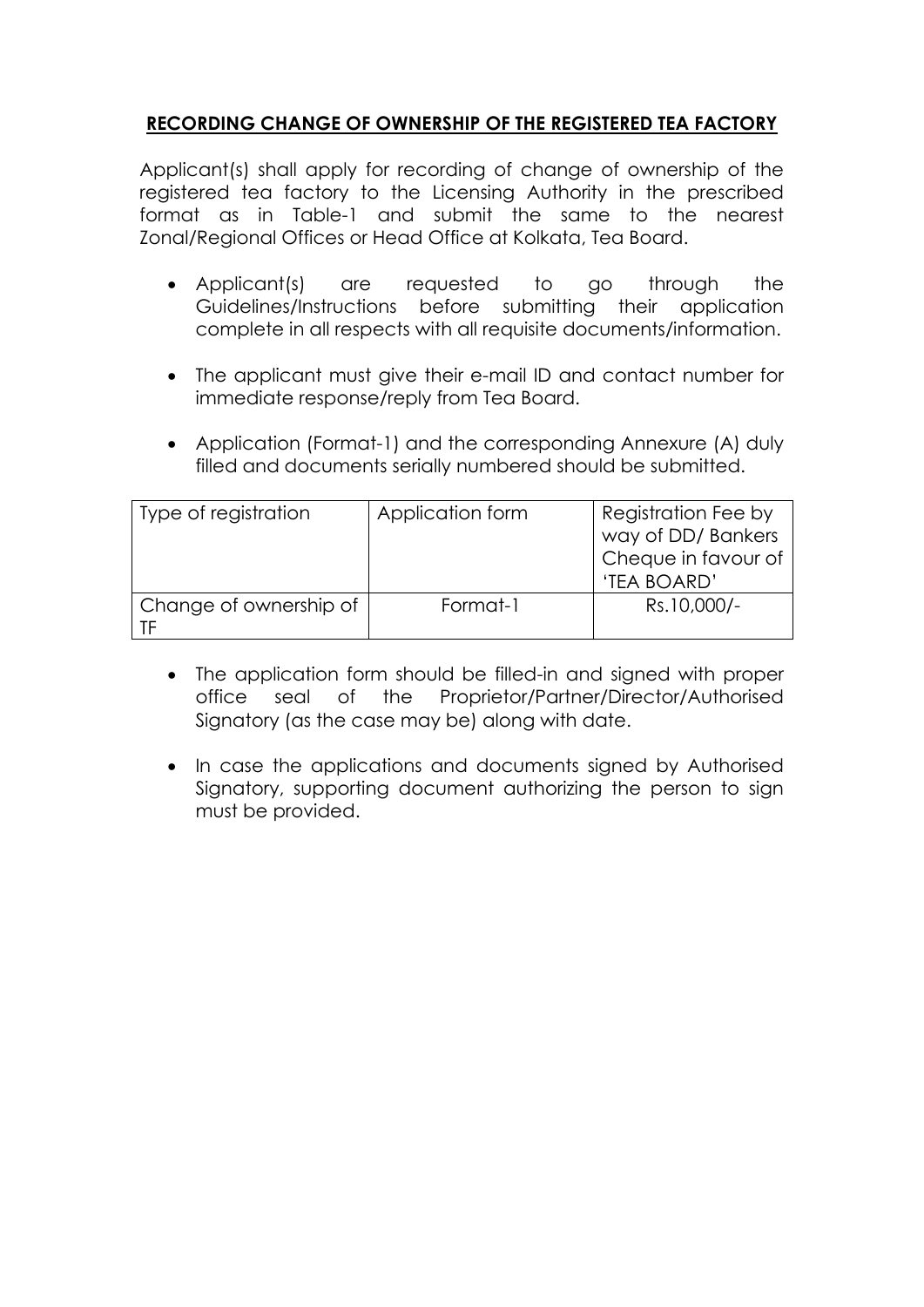## **RECORDING CHANGE OF OWNERSHIP OF THE REGISTERED TEA FACTORY**

Applicant(s) shall apply for recording of change of ownership of the registered tea factory to the Licensing Authority in the prescribed format as in Table-1 and submit the same to the nearest Zonal/Regional Offices or Head Office at Kolkata, Tea Board.

- Applicant(s) are requested to go through the Guidelines/Instructions before submitting their application complete in all respects with all requisite documents/information.
- The applicant must give their e-mail ID and contact number for immediate response/reply from Tea Board.
- Application (Format-1) and the corresponding Annexure (A) duly filled and documents serially numbered should be submitted.

| Type of registration | Application form | Registration Fee by way of DD/ Bankers Cheque in favour of 'TEA BOARD' |
|---|---|---|
| Change of ownership of TF | Format-1 | Rs.10,000/- |

- The application form should be filled-in and signed with proper office seal of the Proprietor/Partner/Director/Authorised Signatory (as the case may be) along with date.
- In case the applications and documents signed by Authorised Signatory, supporting document authorizing the person to sign must be provided.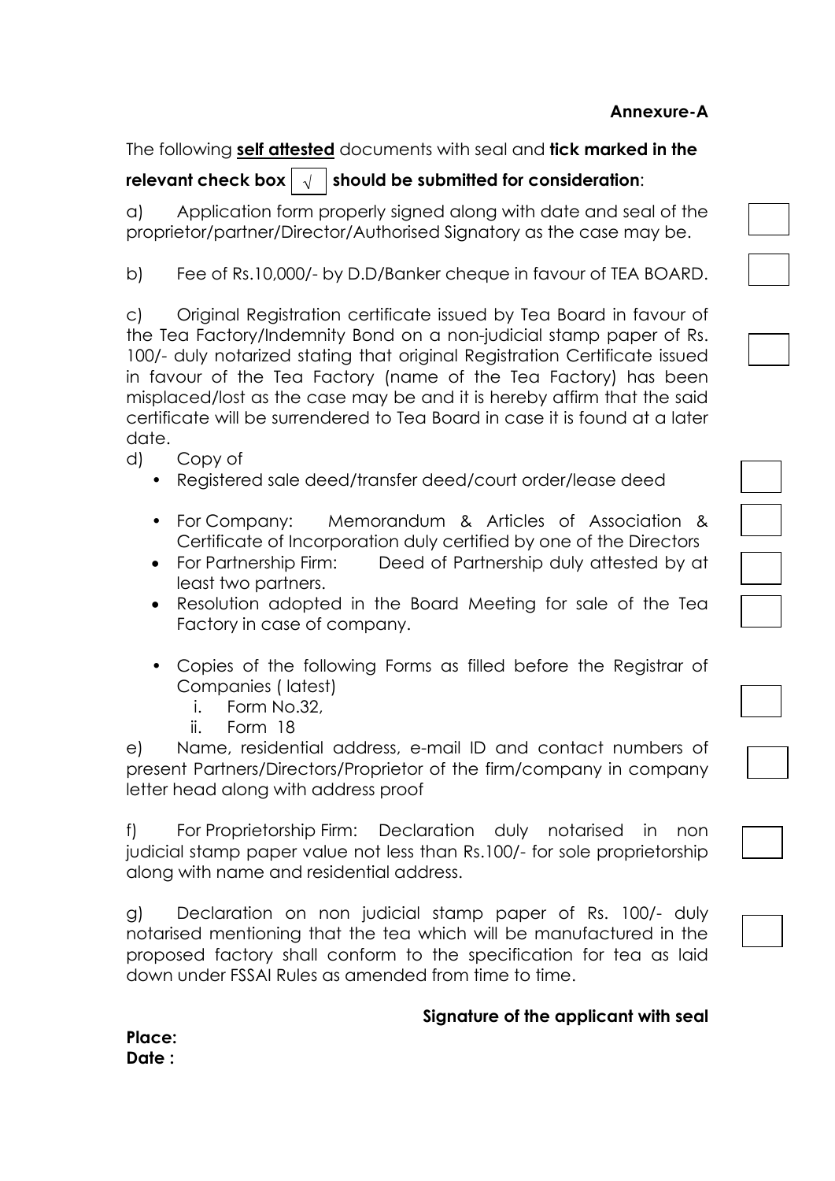**Annexure-A**

The following **self attested** documents with seal and **tick marked in the relevant check box** √ **should be submitted for consideration**:

a) Application form properly signed along with date and seal of the proprietor/partner/Director/Authorised Signatory as the case may be. ☐

b) Fee of Rs.10,000/- by D.D/Banker cheque in favour of TEA BOARD. ☐

c) Original Registration certificate issued by Tea Board in favour of the Tea Factory/Indemnity Bond on a non-judicial stamp paper of Rs. 100/- duly notarized stating that original Registration Certificate issued in favour of the Tea Factory (name of the Tea Factory) has been misplaced/lost as the case may be and it is hereby affirm that the said certificate will be surrendered to Tea Board in case it is found at a later date. ☐

d) Copy of

- Registered sale deed/transfer deed/court order/lease deed ☐
- For Company: Memorandum & Articles of Association & Certificate of Incorporation duly certified by one of the Directors ☐
- For Partnership Firm: Deed of Partnership duly attested by at least two partners. ☐
- Resolution adopted in the Board Meeting for sale of the Tea Factory in case of company. ☐
- Copies of the following Forms as filled before the Registrar of Companies ( latest) ☐
  - i. Form No.32,
  - ii. Form 18

e) Name, residential address, e-mail ID and contact numbers of present Partners/Directors/Proprietor of the firm/company in company letter head along with address proof ☐

f) For Proprietorship Firm: Declaration duly notarised in non judicial stamp paper value not less than Rs.100/- for sole proprietorship along with name and residential address. ☐

g) Declaration on non judicial stamp paper of Rs. 100/- duly notarised mentioning that the tea which will be manufactured in the proposed factory shall conform to the specification for tea as laid down under FSSAI Rules as amended from time to time. ☐

**Signature of the applicant with seal**

**Place:**

**Date :**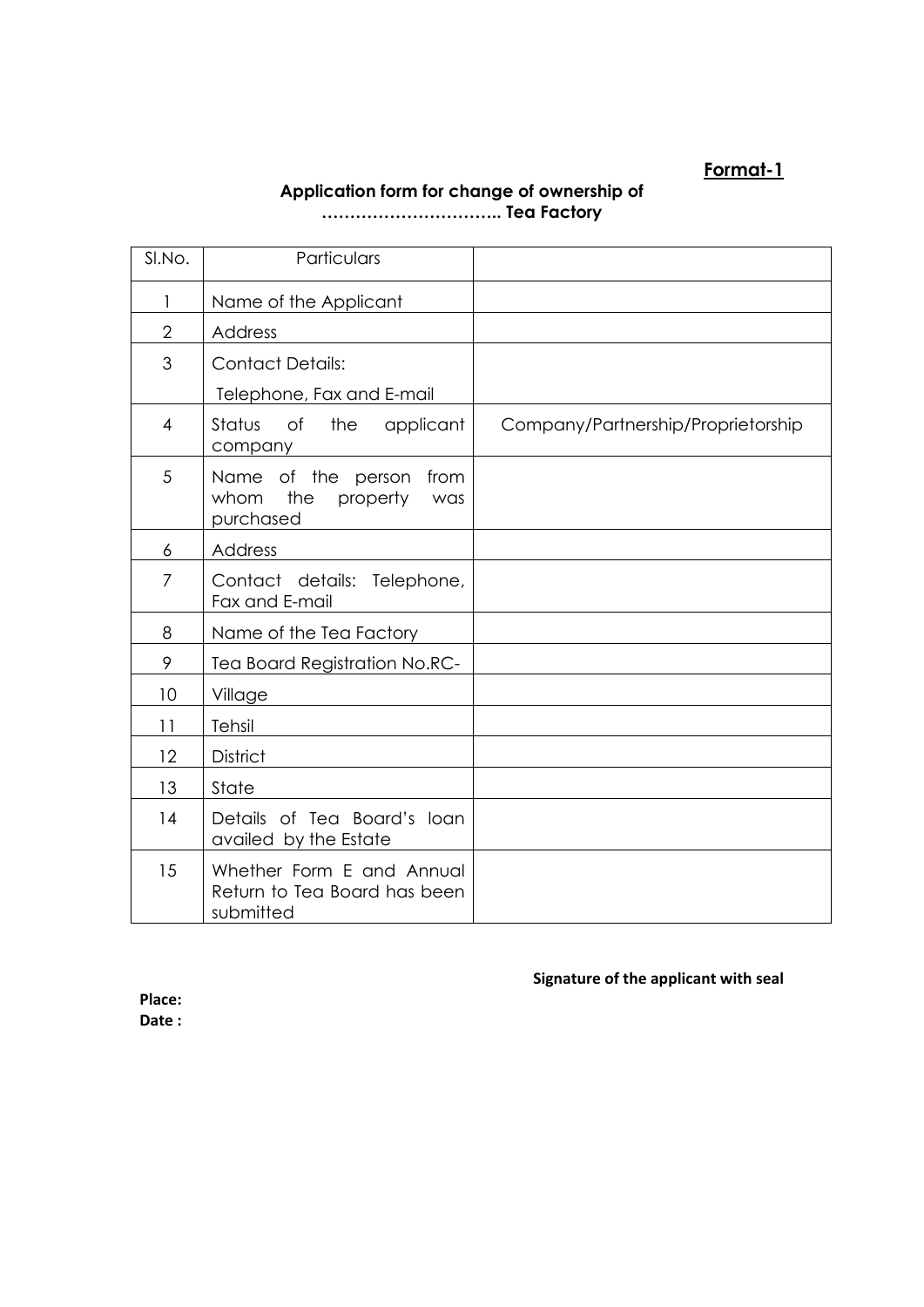**Format-1**

**Application form for change of ownership of …………………………. Tea Factory**

| Sl.No. | Particulars | |
|---|---|---|
| 1 | Name of the Applicant | |
| 2 | Address | |
| 3 | Contact Details: Telephone, Fax and E-mail | |
| 4 | Status of the applicant company | Company/Partnership/Proprietorship |
| 5 | Name of the person from whom the property was purchased | |
| 6 | Address | |
| 7 | Contact details: Telephone, Fax and E-mail | |
| 8 | Name of the Tea Factory | |
| 9 | Tea Board Registration No.RC- | |
| 10 | Village | |
| 11 | Tehsil | |
| 12 | District | |
| 13 | State | |
| 14 | Details of Tea Board's loan availed by the Estate | |
| 15 | Whether Form E and Annual Return to Tea Board has been submitted | |

**Signature of the applicant with seal**

**Place:**
**Date :**